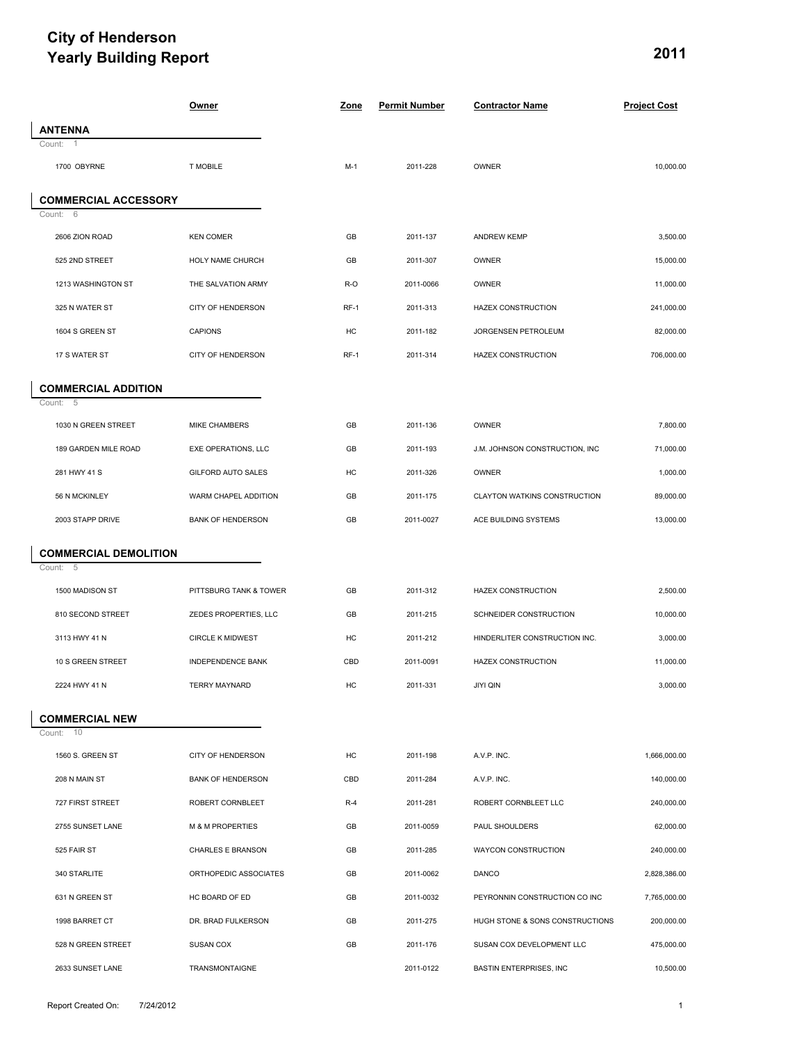# City of Henderson
# Yearly Building Report

**2011**

| | Owner | Zone | Permit Number | Contractor Name | Project Cost |
|---|---|---|---|---|---|
| **ANTENNA** | | | | | |
| Count: 1 | | | | | |
| 1700 OBYRNE | T MOBILE | M-1 | 2011-228 | OWNER | 10,000.00 |
| **COMMERCIAL ACCESSORY** | | | | | |
| Count: 6 | | | | | |
| 2606 ZION ROAD | KEN COMER | GB | 2011-137 | ANDREW KEMP | 3,500.00 |
| 525 2ND STREET | HOLY NAME CHURCH | GB | 2011-307 | OWNER | 15,000.00 |
| 1213 WASHINGTON ST | THE SALVATION ARMY | R-O | 2011-0066 | OWNER | 11,000.00 |
| 325 N WATER ST | CITY OF HENDERSON | RF-1 | 2011-313 | HAZEX CONSTRUCTION | 241,000.00 |
| 1604 S GREEN ST | CAPIONS | HC | 2011-182 | JORGENSEN PETROLEUM | 82,000.00 |
| 17 S WATER ST | CITY OF HENDERSON | RF-1 | 2011-314 | HAZEX CONSTRUCTION | 706,000.00 |
| **COMMERCIAL ADDITION** | | | | | |
| Count: 5 | | | | | |
| 1030 N GREEN STREET | MIKE CHAMBERS | GB | 2011-136 | OWNER | 7,800.00 |
| 189 GARDEN MILE ROAD | EXE OPERATIONS, LLC | GB | 2011-193 | J.M. JOHNSON CONSTRUCTION, INC | 71,000.00 |
| 281 HWY 41 S | GILFORD AUTO SALES | HC | 2011-326 | OWNER | 1,000.00 |
| 56 N MCKINLEY | WARM CHAPEL ADDITION | GB | 2011-175 | CLAYTON WATKINS CONSTRUCTION | 89,000.00 |
| 2003 STAPP DRIVE | BANK OF HENDERSON | GB | 2011-0027 | ACE BUILDING SYSTEMS | 13,000.00 |
| **COMMERCIAL DEMOLITION** | | | | | |
| Count: 5 | | | | | |
| 1500 MADISON ST | PITTSBURG TANK & TOWER | GB | 2011-312 | HAZEX CONSTRUCTION | 2,500.00 |
| 810 SECOND STREET | ZEDES PROPERTIES, LLC | GB | 2011-215 | SCHNEIDER CONSTRUCTION | 10,000.00 |
| 3113 HWY 41 N | CIRCLE K MIDWEST | HC | 2011-212 | HINDERLITER CONSTRUCTION INC. | 3,000.00 |
| 10 S GREEN STREET | INDEPENDENCE BANK | CBD | 2011-0091 | HAZEX CONSTRUCTION | 11,000.00 |
| 2224 HWY 41 N | TERRY MAYNARD | HC | 2011-331 | JIYI QIN | 3,000.00 |
| **COMMERCIAL NEW** | | | | | |
| Count: 10 | | | | | |
| 1560 S. GREEN ST | CITY OF HENDERSON | HC | 2011-198 | A.V.P. INC. | 1,666,000.00 |
| 208 N MAIN ST | BANK OF HENDERSON | CBD | 2011-284 | A.V.P. INC. | 140,000.00 |
| 727 FIRST STREET | ROBERT CORNBLEET | R-4 | 2011-281 | ROBERT CORNBLEET LLC | 240,000.00 |
| 2755 SUNSET LANE | M & M PROPERTIES | GB | 2011-0059 | PAUL SHOULDERS | 62,000.00 |
| 525 FAIR ST | CHARLES E BRANSON | GB | 2011-285 | WAYCON CONSTRUCTION | 240,000.00 |
| 340 STARLITE | ORTHOPEDIC ASSOCIATES | GB | 2011-0062 | DANCO | 2,828,386.00 |
| 631 N GREEN ST | HC BOARD OF ED | GB | 2011-0032 | PEYRONNIN CONSTRUCTION CO INC | 7,765,000.00 |
| 1998 BARRET CT | DR. BRAD FULKERSON | GB | 2011-275 | HUGH STONE & SONS CONSTRUCTIONS | 200,000.00 |
| 528 N GREEN STREET | SUSAN COX | GB | 2011-176 | SUSAN COX DEVELOPMENT LLC | 475,000.00 |
| 2633 SUNSET LANE | TRANSMONTAIGNE | | 2011-0122 | BASTIN ENTERPRISES, INC | 10,500.00 |

Report Created On: 7/24/2012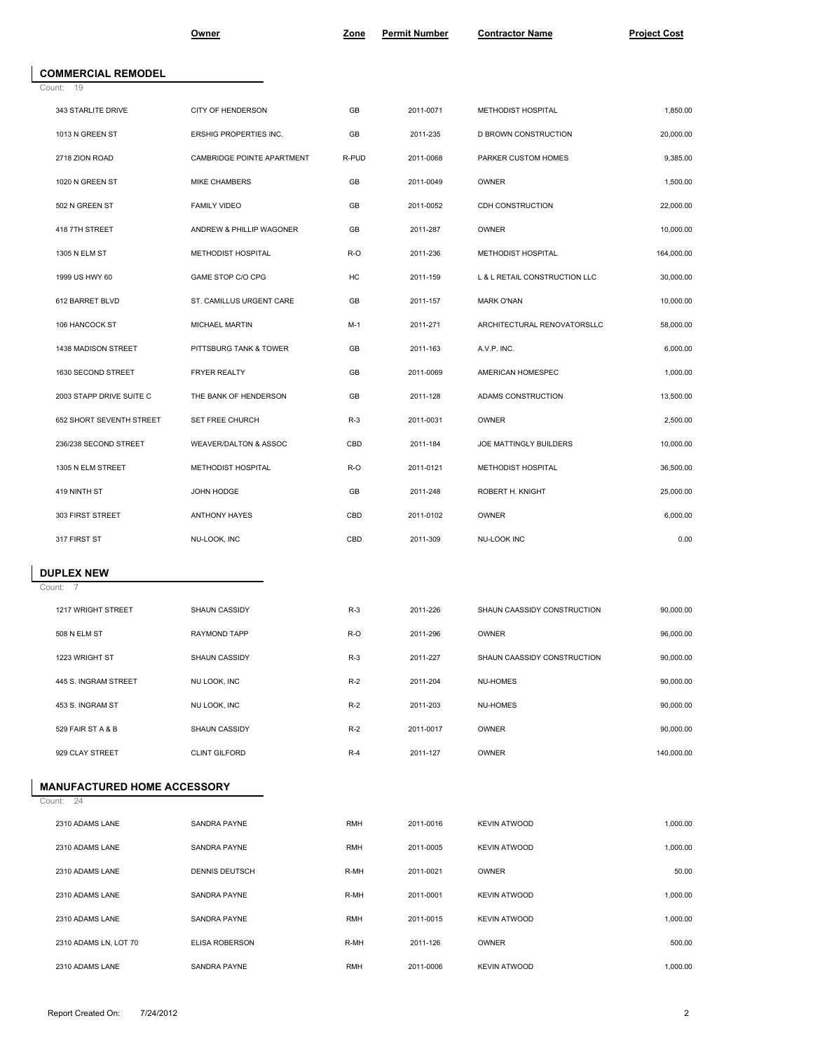| | Owner | Zone | Permit Number | Contractor Name | Project Cost |
|---|---|---|---|---|---|

## COMMERCIAL REMODEL

Count: 19

| | Owner | Zone | Permit Number | Contractor Name | Project Cost |
|---|---|---|---|---|---|
| 343 STARLITE DRIVE | CITY OF HENDERSON | GB | 2011-0071 | METHODIST HOSPITAL | 1,850.00 |
| 1013 N GREEN ST | ERSHIG PROPERTIES INC. | GB | 2011-235 | D BROWN CONSTRUCTION | 20,000.00 |
| 2718 ZION ROAD | CAMBRIDGE POINTE APARTMENT | R-PUD | 2011-0068 | PARKER CUSTOM HOMES | 9,385.00 |
| 1020 N GREEN ST | MIKE CHAMBERS | GB | 2011-0049 | OWNER | 1,500.00 |
| 502 N GREEN ST | FAMILY VIDEO | GB | 2011-0052 | CDH CONSTRUCTION | 22,000.00 |
| 418 7TH STREET | ANDREW & PHILLIP WAGONER | GB | 2011-287 | OWNER | 10,000.00 |
| 1305 N ELM ST | METHODIST HOSPITAL | R-O | 2011-236 | METHODIST HOSPITAL | 164,000.00 |
| 1999 US HWY 60 | GAME STOP C/O CPG | HC | 2011-159 | L & L RETAIL CONSTRUCTION LLC | 30,000.00 |
| 612 BARRET BLVD | ST. CAMILLUS URGENT CARE | GB | 2011-157 | MARK O'NAN | 10,000.00 |
| 106 HANCOCK ST | MICHAEL MARTIN | M-1 | 2011-271 | ARCHITECTURAL RENOVATORSLLC | 58,000.00 |
| 1438 MADISON STREET | PITTSBURG TANK & TOWER | GB | 2011-163 | A.V.P. INC. | 6,000.00 |
| 1630 SECOND STREET | FRYER REALTY | GB | 2011-0069 | AMERICAN HOMESPEC | 1,000.00 |
| 2003 STAPP DRIVE SUITE C | THE BANK OF HENDERSON | GB | 2011-128 | ADAMS CONSTRUCTION | 13,500.00 |
| 652 SHORT SEVENTH STREET | SET FREE CHURCH | R-3 | 2011-0031 | OWNER | 2,500.00 |
| 236/238 SECOND STREET | WEAVER/DALTON & ASSOC | CBD | 2011-184 | JOE MATTINGLY BUILDERS | 10,000.00 |
| 1305 N ELM STREET | METHODIST HOSPITAL | R-O | 2011-0121 | METHODIST HOSPITAL | 36,500.00 |
| 419 NINTH ST | JOHN HODGE | GB | 2011-248 | ROBERT H. KNIGHT | 25,000.00 |
| 303 FIRST STREET | ANTHONY HAYES | CBD | 2011-0102 | OWNER | 6,000.00 |
| 317 FIRST ST | NU-LOOK, INC | CBD | 2011-309 | NU-LOOK INC | 0.00 |

## DUPLEX NEW

Count: 7

| | Owner | Zone | Permit Number | Contractor Name | Project Cost |
|---|---|---|---|---|---|
| 1217 WRIGHT STREET | SHAUN CASSIDY | R-3 | 2011-226 | SHAUN CAASSIDY CONSTRUCTION | 90,000.00 |
| 508 N ELM ST | RAYMOND TAPP | R-O | 2011-296 | OWNER | 96,000.00 |
| 1223 WRIGHT ST | SHAUN CASSIDY | R-3 | 2011-227 | SHAUN CAASSIDY CONSTRUCTION | 90,000.00 |
| 445 S. INGRAM STREET | NU LOOK, INC | R-2 | 2011-204 | NU-HOMES | 90,000.00 |
| 453 S. INGRAM ST | NU LOOK, INC | R-2 | 2011-203 | NU-HOMES | 90,000.00 |
| 529 FAIR ST A & B | SHAUN CASSIDY | R-2 | 2011-0017 | OWNER | 90,000.00 |
| 929 CLAY STREET | CLINT GILFORD | R-4 | 2011-127 | OWNER | 140,000.00 |

## MANUFACTURED HOME ACCESSORY

Count: 24

| | Owner | Zone | Permit Number | Contractor Name | Project Cost |
|---|---|---|---|---|---|
| 2310 ADAMS LANE | SANDRA PAYNE | RMH | 2011-0016 | KEVIN ATWOOD | 1,000.00 |
| 2310 ADAMS LANE | SANDRA PAYNE | RMH | 2011-0005 | KEVIN ATWOOD | 1,000.00 |
| 2310 ADAMS LANE | DENNIS DEUTSCH | R-MH | 2011-0021 | OWNER | 50.00 |
| 2310 ADAMS LANE | SANDRA PAYNE | R-MH | 2011-0001 | KEVIN ATWOOD | 1,000.00 |
| 2310 ADAMS LANE | SANDRA PAYNE | RMH | 2011-0015 | KEVIN ATWOOD | 1,000.00 |
| 2310 ADAMS LN, LOT 70 | ELISA ROBERSON | R-MH | 2011-126 | OWNER | 500.00 |
| 2310 ADAMS LANE | SANDRA PAYNE | RMH | 2011-0006 | KEVIN ATWOOD | 1,000.00 |

Report Created On: 7/24/2012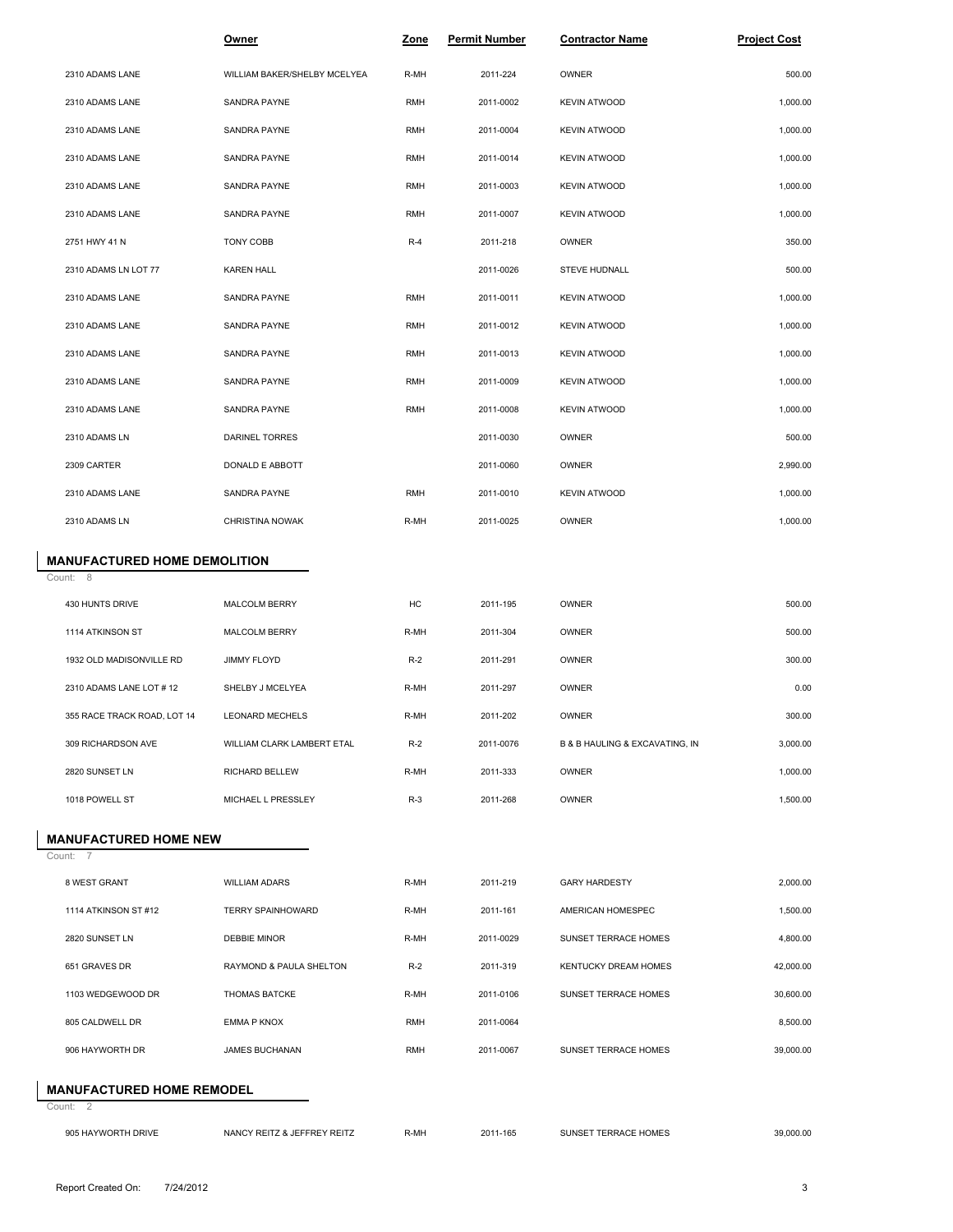| | Owner | Zone | Permit Number | Contractor Name | Project Cost |
|---|---|---|---|---|---|
| 2310 ADAMS LANE | WILLIAM BAKER/SHELBY MCELYEA | R-MH | 2011-224 | OWNER | 500.00 |
| 2310 ADAMS LANE | SANDRA PAYNE | RMH | 2011-0002 | KEVIN ATWOOD | 1,000.00 |
| 2310 ADAMS LANE | SANDRA PAYNE | RMH | 2011-0004 | KEVIN ATWOOD | 1,000.00 |
| 2310 ADAMS LANE | SANDRA PAYNE | RMH | 2011-0014 | KEVIN ATWOOD | 1,000.00 |
| 2310 ADAMS LANE | SANDRA PAYNE | RMH | 2011-0003 | KEVIN ATWOOD | 1,000.00 |
| 2310 ADAMS LANE | SANDRA PAYNE | RMH | 2011-0007 | KEVIN ATWOOD | 1,000.00 |
| 2751 HWY 41 N | TONY COBB | R-4 | 2011-218 | OWNER | 350.00 |
| 2310 ADAMS LN LOT 77 | KAREN HALL | | 2011-0026 | STEVE HUDNALL | 500.00 |
| 2310 ADAMS LANE | SANDRA PAYNE | RMH | 2011-0011 | KEVIN ATWOOD | 1,000.00 |
| 2310 ADAMS LANE | SANDRA PAYNE | RMH | 2011-0012 | KEVIN ATWOOD | 1,000.00 |
| 2310 ADAMS LANE | SANDRA PAYNE | RMH | 2011-0013 | KEVIN ATWOOD | 1,000.00 |
| 2310 ADAMS LANE | SANDRA PAYNE | RMH | 2011-0009 | KEVIN ATWOOD | 1,000.00 |
| 2310 ADAMS LANE | SANDRA PAYNE | RMH | 2011-0008 | KEVIN ATWOOD | 1,000.00 |
| 2310 ADAMS LN | DARINEL TORRES | | 2011-0030 | OWNER | 500.00 |
| 2309 CARTER | DONALD E ABBOTT | | 2011-0060 | OWNER | 2,990.00 |
| 2310 ADAMS LANE | SANDRA PAYNE | RMH | 2011-0010 | KEVIN ATWOOD | 1,000.00 |
| 2310 ADAMS LN | CHRISTINA NOWAK | R-MH | 2011-0025 | OWNER | 1,000.00 |

## MANUFACTURED HOME DEMOLITION

Count: 8

| | Owner | Zone | Permit Number | Contractor Name | Project Cost |
|---|---|---|---|---|---|
| 430 HUNTS DRIVE | MALCOLM BERRY | HC | 2011-195 | OWNER | 500.00 |
| 1114 ATKINSON ST | MALCOLM BERRY | R-MH | 2011-304 | OWNER | 500.00 |
| 1932 OLD MADISONVILLE RD | JIMMY FLOYD | R-2 | 2011-291 | OWNER | 300.00 |
| 2310 ADAMS LANE LOT # 12 | SHELBY J MCELYEA | R-MH | 2011-297 | OWNER | 0.00 |
| 355 RACE TRACK ROAD, LOT 14 | LEONARD MECHELS | R-MH | 2011-202 | OWNER | 300.00 |
| 309 RICHARDSON AVE | WILLIAM CLARK LAMBERT ETAL | R-2 | 2011-0076 | B & B HAULING & EXCAVATING, IN | 3,000.00 |
| 2820 SUNSET LN | RICHARD BELLEW | R-MH | 2011-333 | OWNER | 1,000.00 |
| 1018 POWELL ST | MICHAEL L PRESSLEY | R-3 | 2011-268 | OWNER | 1,500.00 |

## MANUFACTURED HOME NEW

Count: 7

| | Owner | Zone | Permit Number | Contractor Name | Project Cost |
|---|---|---|---|---|---|
| 8 WEST GRANT | WILLIAM ADARS | R-MH | 2011-219 | GARY HARDESTY | 2,000.00 |
| 1114 ATKINSON ST #12 | TERRY SPAINHOWARD | R-MH | 2011-161 | AMERICAN HOMESPEC | 1,500.00 |
| 2820 SUNSET LN | DEBBIE MINOR | R-MH | 2011-0029 | SUNSET TERRACE HOMES | 4,800.00 |
| 651 GRAVES DR | RAYMOND & PAULA SHELTON | R-2 | 2011-319 | KENTUCKY DREAM HOMES | 42,000.00 |
| 1103 WEDGEWOOD DR | THOMAS BATCKE | R-MH | 2011-0106 | SUNSET TERRACE HOMES | 30,600.00 |
| 805 CALDWELL DR | EMMA P KNOX | RMH | 2011-0064 | | 8,500.00 |
| 906 HAYWORTH DR | JAMES BUCHANAN | RMH | 2011-0067 | SUNSET TERRACE HOMES | 39,000.00 |

## MANUFACTURED HOME REMODEL

Count: 2

| | Owner | Zone | Permit Number | Contractor Name | Project Cost |
|---|---|---|---|---|---|
| 905 HAYWORTH DRIVE | NANCY REITZ & JEFFREY REITZ | R-MH | 2011-165 | SUNSET TERRACE HOMES | 39,000.00 |

Report Created On: 7/24/2012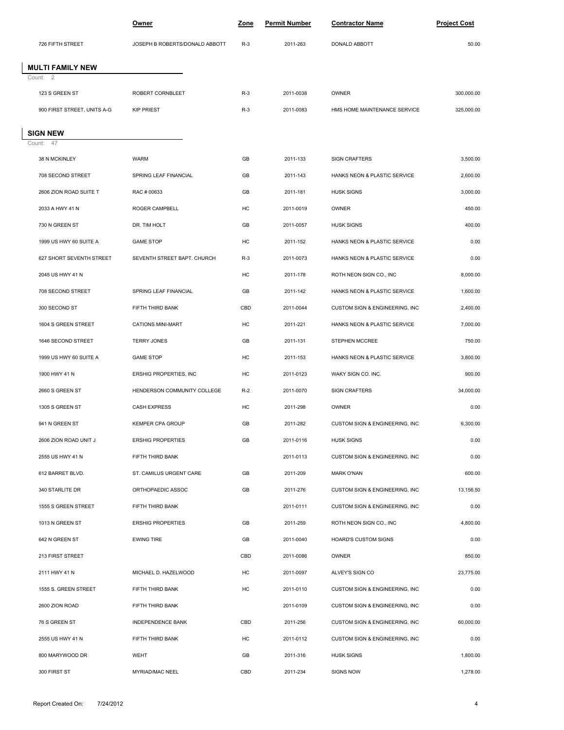| | Owner | Zone | Permit Number | Contractor Name | Project Cost |
|---|---|---|---|---|---|
| 726 FIFTH STREET | JOSEPH B ROBERTS/DONALD ABBOTT | R-3 | 2011-263 | DONALD ABBOTT | 50.00 |

## MULTI FAMILY NEW

Count: 2

| | Owner | Zone | Permit Number | Contractor Name | Project Cost |
|---|---|---|---|---|---|
| 123 S GREEN ST | ROBERT CORNBLEET | R-3 | 2011-0038 | OWNER | 300,000.00 |
| 900 FIRST STREET, UNITS A-G | KIP PRIEST | R-3 | 2011-0083 | HMS HOME MAINTENANCE SERVICE | 325,000.00 |

## SIGN NEW

Count: 47

| | Owner | Zone | Permit Number | Contractor Name | Project Cost |
|---|---|---|---|---|---|
| 38 N MCKINLEY | WARM | GB | 2011-133 | SIGN CRAFTERS | 3,500.00 |
| 708 SECOND STREET | SPRING LEAF FINANCIAL | GB | 2011-143 | HANKS NEON & PLASTIC SERVICE | 2,600.00 |
| 2606 ZION ROAD SUITE T | RAC # 00633 | GB | 2011-181 | HUSK SIGNS | 3,000.00 |
| 2033 A HWY 41 N | ROGER CAMPBELL | HC | 2011-0019 | OWNER | 450.00 |
| 730 N GREEN ST | DR. TIM HOLT | GB | 2011-0057 | HUSK SIGNS | 400.00 |
| 1999 US HWY 60 SUITE A | GAME STOP | HC | 2011-152 | HANKS NEON & PLASTIC SERVICE | 0.00 |
| 627 SHORT SEVENTH STREET | SEVENTH STREET BAPT. CHURCH | R-3 | 2011-0073 | HANKS NEON & PLASTIC SERVICE | 0.00 |
| 2045 US HWY 41 N | | HC | 2011-178 | ROTH NEON SIGN CO., INC | 8,000.00 |
| 708 SECOND STREET | SPRING LEAF FINANCIAL | GB | 2011-142 | HANKS NEON & PLASTIC SERVICE | 1,600.00 |
| 300 SECOND ST | FIFTH THIRD BANK | CBD | 2011-0044 | CUSTOM SIGN & ENGINEERING, INC | 2,400.00 |
| 1604 S GREEN STREET | CATIONS MINI-MART | HC | 2011-221 | HANKS NEON & PLASTIC SERVICE | 7,000.00 |
| 1646 SECOND STREET | TERRY JONES | GB | 2011-131 | STEPHEN MCCREE | 750.00 |
| 1999 US HWY 60 SUITE A | GAME STOP | HC | 2011-153 | HANKS NEON & PLASTIC SERVICE | 3,800.00 |
| 1900 HWY 41 N | ERSHIG PROPERTIES, INC | HC | 2011-0123 | WAKY SIGN CO. INC. | 900.00 |
| 2660 S GREEN ST | HENDERSON COMMUNITY COLLEGE | R-2 | 2011-0070 | SIGN CRAFTERS | 34,000.00 |
| 1305 S GREEN ST | CASH EXPRESS | HC | 2011-298 | OWNER | 0.00 |
| 941 N GREEN ST | KEMPER CPA GROUP | GB | 2011-282 | CUSTOM SIGN & ENGINEERING, INC | 6,300.00 |
| 2606 ZION ROAD UNIT J | ERSHIG PROPERTIES | GB | 2011-0116 | HUSK SIGNS | 0.00 |
| 2555 US HWY 41 N | FIFTH THIRD BANK | | 2011-0113 | CUSTOM SIGN & ENGINEERING, INC | 0.00 |
| 612 BARRET BLVD. | ST. CAMILUS URGENT CARE | GB | 2011-209 | MARK O'NAN | 600.00 |
| 340 STARLITE DR | ORTHOPAEDIC ASSOC | GB | 2011-276 | CUSTOM SIGN & ENGINEERING, INC | 13,156.50 |
| 1555 S GREEN STREET | FIFTH THIRD BANK | | 2011-0111 | CUSTOM SIGN & ENGINEERING, INC | 0.00 |
| 1013 N GREEN ST | ERSHIG PROPERTIES | GB | 2011-259 | ROTH NEON SIGN CO., INC | 4,800.00 |
| 642 N GREEN ST | EWING TIRE | GB | 2011-0040 | HOARD'S CUSTOM SIGNS | 0.00 |
| 213 FIRST STREET | | CBD | 2011-0086 | OWNER | 850.00 |
| 2111 HWY 41 N | MICHAEL D. HAZELWOOD | HC | 2011-0097 | ALVEY'S SIGN CO | 23,775.00 |
| 1555 S. GREEN STREET | FIFTH THIRD BANK | HC | 2011-0110 | CUSTOM SIGN & ENGINEERING, INC | 0.00 |
| 2600 ZION ROAD | FIFTH THIRD BANK | | 2011-0109 | CUSTOM SIGN & ENGINEERING, INC | 0.00 |
| 76 S GREEN ST | INDEPENDENCE BANK | CBD | 2011-256 | CUSTOM SIGN & ENGINEERING, INC | 60,000.00 |
| 2555 US HWY 41 N | FIFTH THIRD BANK | HC | 2011-0112 | CUSTOM SIGN & ENGINEERING, INC | 0.00 |
| 800 MARYWOOD DR | WEHT | GB | 2011-316 | HUSK SIGNS | 1,800.00 |
| 300 FIRST ST | MYRIAD/MAC NEEL | CBD | 2011-234 | SIGNS NOW | 1,278.00 |

Report Created On: 7/24/2012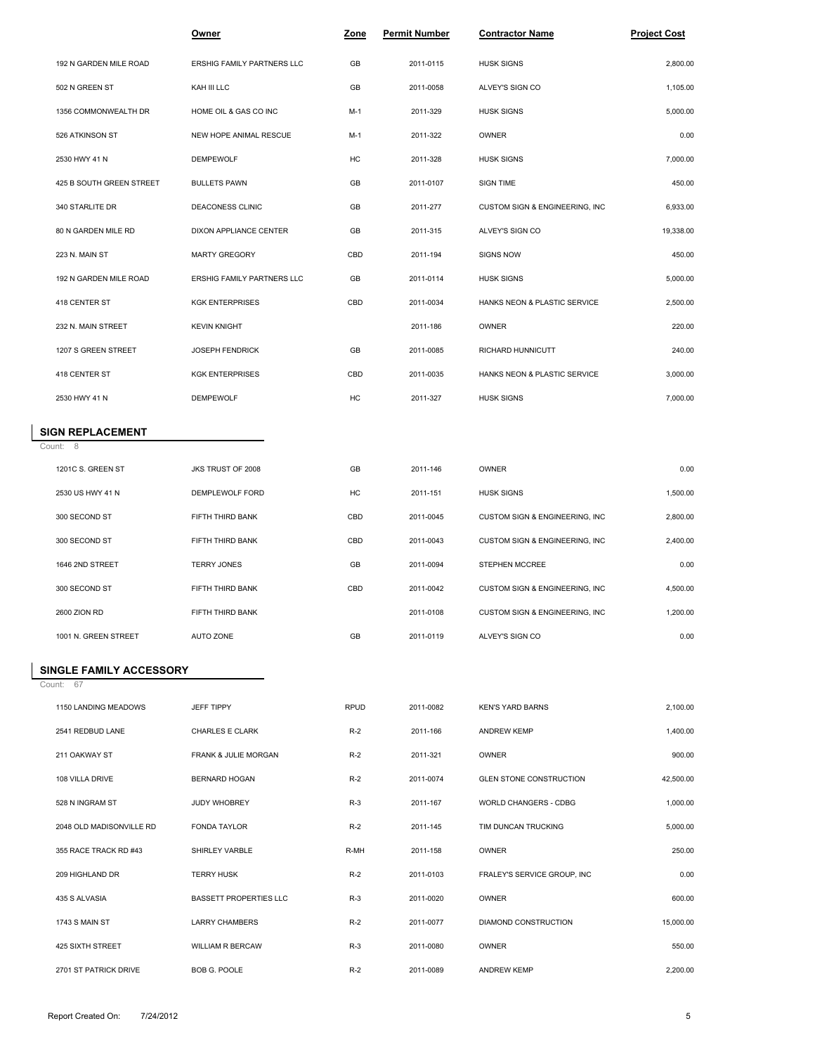| | Owner | Zone | Permit Number | Contractor Name | Project Cost |
|---|---|---|---|---|---|
| 192 N GARDEN MILE ROAD | ERSHIG FAMILY PARTNERS LLC | GB | 2011-0115 | HUSK SIGNS | 2,800.00 |
| 502 N GREEN ST | KAH III LLC | GB | 2011-0058 | ALVEY'S SIGN CO | 1,105.00 |
| 1356 COMMONWEALTH DR | HOME OIL & GAS CO INC | M-1 | 2011-329 | HUSK SIGNS | 5,000.00 |
| 526 ATKINSON ST | NEW HOPE ANIMAL RESCUE | M-1 | 2011-322 | OWNER | 0.00 |
| 2530 HWY 41 N | DEMPEWOLF | HC | 2011-328 | HUSK SIGNS | 7,000.00 |
| 425 B SOUTH GREEN STREET | BULLETS PAWN | GB | 2011-0107 | SIGN TIME | 450.00 |
| 340 STARLITE DR | DEACONESS CLINIC | GB | 2011-277 | CUSTOM SIGN & ENGINEERING, INC | 6,933.00 |
| 80 N GARDEN MILE RD | DIXON APPLIANCE CENTER | GB | 2011-315 | ALVEY'S SIGN CO | 19,338.00 |
| 223 N. MAIN ST | MARTY GREGORY | CBD | 2011-194 | SIGNS NOW | 450.00 |
| 192 N GARDEN MILE ROAD | ERSHIG FAMILY PARTNERS LLC | GB | 2011-0114 | HUSK SIGNS | 5,000.00 |
| 418 CENTER ST | KGK ENTERPRISES | CBD | 2011-0034 | HANKS NEON & PLASTIC SERVICE | 2,500.00 |
| 232 N. MAIN STREET | KEVIN KNIGHT | | 2011-186 | OWNER | 220.00 |
| 1207 S GREEN STREET | JOSEPH FENDRICK | GB | 2011-0085 | RICHARD HUNNICUTT | 240.00 |
| 418 CENTER ST | KGK ENTERPRISES | CBD | 2011-0035 | HANKS NEON & PLASTIC SERVICE | 3,000.00 |
| 2530 HWY 41 N | DEMPEWOLF | HC | 2011-327 | HUSK SIGNS | 7,000.00 |

## SIGN REPLACEMENT

Count: 8

| | Owner | Zone | Permit Number | Contractor Name | Project Cost |
|---|---|---|---|---|---|
| 1201C S. GREEN ST | JKS TRUST OF 2008 | GB | 2011-146 | OWNER | 0.00 |
| 2530 US HWY 41 N | DEMPLEWOLF FORD | HC | 2011-151 | HUSK SIGNS | 1,500.00 |
| 300 SECOND ST | FIFTH THIRD BANK | CBD | 2011-0045 | CUSTOM SIGN & ENGINEERING, INC | 2,800.00 |
| 300 SECOND ST | FIFTH THIRD BANK | CBD | 2011-0043 | CUSTOM SIGN & ENGINEERING, INC | 2,400.00 |
| 1646 2ND STREET | TERRY JONES | GB | 2011-0094 | STEPHEN MCCREE | 0.00 |
| 300 SECOND ST | FIFTH THIRD BANK | CBD | 2011-0042 | CUSTOM SIGN & ENGINEERING, INC | 4,500.00 |
| 2600 ZION RD | FIFTH THIRD BANK | | 2011-0108 | CUSTOM SIGN & ENGINEERING, INC | 1,200.00 |
| 1001 N. GREEN STREET | AUTO ZONE | GB | 2011-0119 | ALVEY'S SIGN CO | 0.00 |

## SINGLE FAMILY ACCESSORY

Count: 67

| | Owner | Zone | Permit Number | Contractor Name | Project Cost |
|---|---|---|---|---|---|
| 1150 LANDING MEADOWS | JEFF TIPPY | RPUD | 2011-0082 | KEN'S YARD BARNS | 2,100.00 |
| 2541 REDBUD LANE | CHARLES E CLARK | R-2 | 2011-166 | ANDREW KEMP | 1,400.00 |
| 211 OAKWAY ST | FRANK & JULIE MORGAN | R-2 | 2011-321 | OWNER | 900.00 |
| 108 VILLA DRIVE | BERNARD HOGAN | R-2 | 2011-0074 | GLEN STONE CONSTRUCTION | 42,500.00 |
| 528 N INGRAM ST | JUDY WHOBREY | R-3 | 2011-167 | WORLD CHANGERS - CDBG | 1,000.00 |
| 2048 OLD MADISONVILLE RD | FONDA TAYLOR | R-2 | 2011-145 | TIM DUNCAN TRUCKING | 5,000.00 |
| 355 RACE TRACK RD #43 | SHIRLEY VARBLE | R-MH | 2011-158 | OWNER | 250.00 |
| 209 HIGHLAND DR | TERRY HUSK | R-2 | 2011-0103 | FRALEY'S SERVICE GROUP, INC | 0.00 |
| 435 S ALVASIA | BASSETT PROPERTIES LLC | R-3 | 2011-0020 | OWNER | 600.00 |
| 1743 S MAIN ST | LARRY CHAMBERS | R-2 | 2011-0077 | DIAMOND CONSTRUCTION | 15,000.00 |
| 425 SIXTH STREET | WILLIAM R BERCAW | R-3 | 2011-0080 | OWNER | 550.00 |
| 2701 ST PATRICK DRIVE | BOB G. POOLE | R-2 | 2011-0089 | ANDREW KEMP | 2,200.00 |

Report Created On: 7/24/2012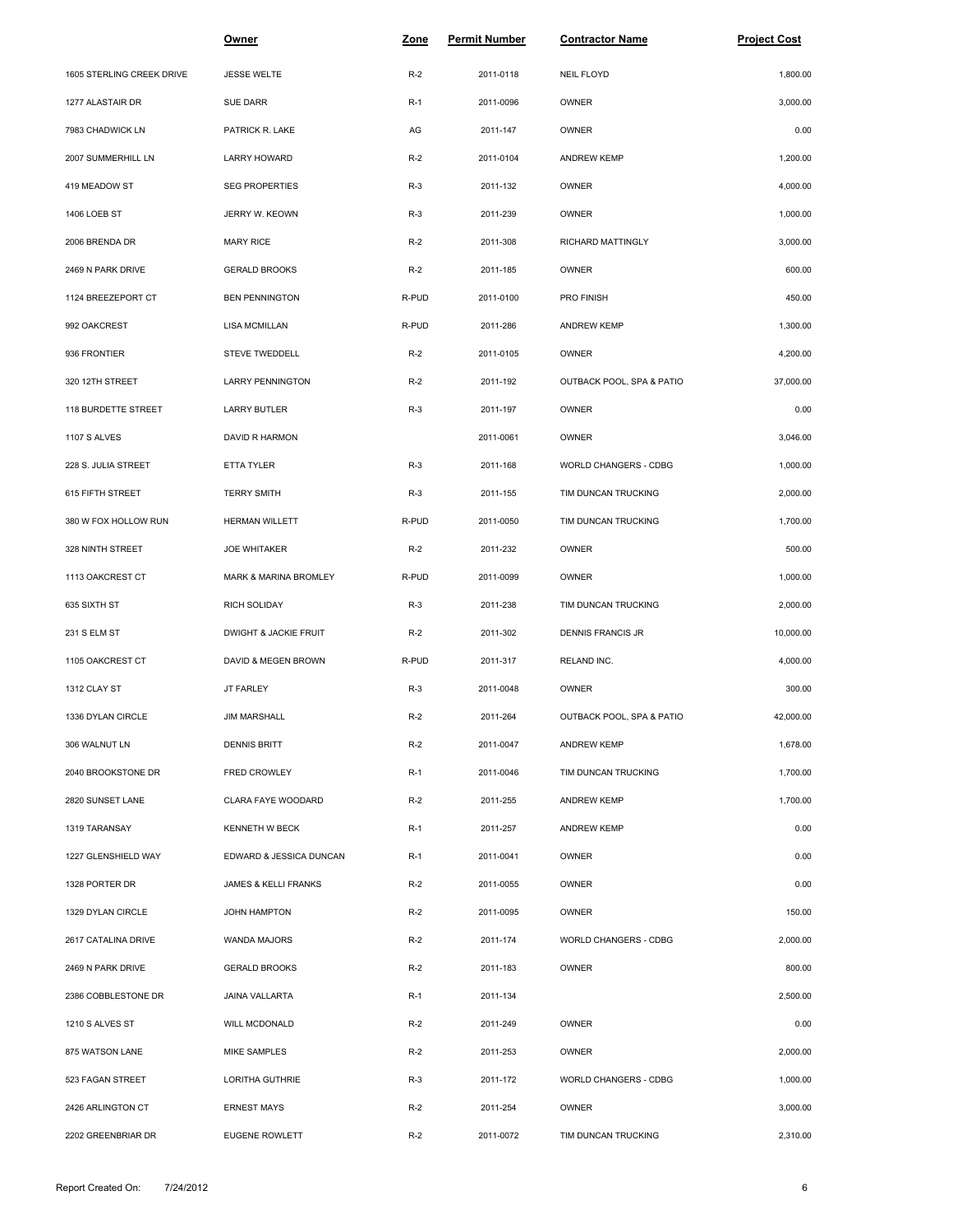| | Owner | Zone | Permit Number | Contractor Name | Project Cost |
|---|---|---|---|---|---|
| 1605 STERLING CREEK DRIVE | JESSE WELTE | R-2 | 2011-0118 | NEIL FLOYD | 1,800.00 |
| 1277 ALASTAIR DR | SUE DARR | R-1 | 2011-0096 | OWNER | 3,000.00 |
| 7983 CHADWICK LN | PATRICK R. LAKE | AG | 2011-147 | OWNER | 0.00 |
| 2007 SUMMERHILL LN | LARRY HOWARD | R-2 | 2011-0104 | ANDREW KEMP | 1,200.00 |
| 419 MEADOW ST | SEG PROPERTIES | R-3 | 2011-132 | OWNER | 4,000.00 |
| 1406 LOEB ST | JERRY W. KEOWN | R-3 | 2011-239 | OWNER | 1,000.00 |
| 2006 BRENDA DR | MARY RICE | R-2 | 2011-308 | RICHARD MATTINGLY | 3,000.00 |
| 2469 N PARK DRIVE | GERALD BROOKS | R-2 | 2011-185 | OWNER | 600.00 |
| 1124 BREEZEPORT CT | BEN PENNINGTON | R-PUD | 2011-0100 | PRO FINISH | 450.00 |
| 992 OAKCREST | LISA MCMILLAN | R-PUD | 2011-286 | ANDREW KEMP | 1,300.00 |
| 936 FRONTIER | STEVE TWEDDELL | R-2 | 2011-0105 | OWNER | 4,200.00 |
| 320 12TH STREET | LARRY PENNINGTON | R-2 | 2011-192 | OUTBACK POOL, SPA & PATIO | 37,000.00 |
| 118 BURDETTE STREET | LARRY BUTLER | R-3 | 2011-197 | OWNER | 0.00 |
| 1107 S ALVES | DAVID R HARMON | | 2011-0061 | OWNER | 3,046.00 |
| 228 S. JULIA STREET | ETTA TYLER | R-3 | 2011-168 | WORLD CHANGERS - CDBG | 1,000.00 |
| 615 FIFTH STREET | TERRY SMITH | R-3 | 2011-155 | TIM DUNCAN TRUCKING | 2,000.00 |
| 380 W FOX HOLLOW RUN | HERMAN WILLETT | R-PUD | 2011-0050 | TIM DUNCAN TRUCKING | 1,700.00 |
| 328 NINTH STREET | JOE WHITAKER | R-2 | 2011-232 | OWNER | 500.00 |
| 1113 OAKCREST CT | MARK & MARINA BROMLEY | R-PUD | 2011-0099 | OWNER | 1,000.00 |
| 635 SIXTH ST | RICH SOLIDAY | R-3 | 2011-238 | TIM DUNCAN TRUCKING | 2,000.00 |
| 231 S ELM ST | DWIGHT & JACKIE FRUIT | R-2 | 2011-302 | DENNIS FRANCIS JR | 10,000.00 |
| 1105 OAKCREST CT | DAVID & MEGEN BROWN | R-PUD | 2011-317 | RELAND INC. | 4,000.00 |
| 1312 CLAY ST | JT FARLEY | R-3 | 2011-0048 | OWNER | 300.00 |
| 1336 DYLAN CIRCLE | JIM MARSHALL | R-2 | 2011-264 | OUTBACK POOL, SPA & PATIO | 42,000.00 |
| 306 WALNUT LN | DENNIS BRITT | R-2 | 2011-0047 | ANDREW KEMP | 1,678.00 |
| 2040 BROOKSTONE DR | FRED CROWLEY | R-1 | 2011-0046 | TIM DUNCAN TRUCKING | 1,700.00 |
| 2820 SUNSET LANE | CLARA FAYE WOODARD | R-2 | 2011-255 | ANDREW KEMP | 1,700.00 |
| 1319 TARANSAY | KENNETH W BECK | R-1 | 2011-257 | ANDREW KEMP | 0.00 |
| 1227 GLENSHIELD WAY | EDWARD & JESSICA DUNCAN | R-1 | 2011-0041 | OWNER | 0.00 |
| 1328 PORTER DR | JAMES & KELLI FRANKS | R-2 | 2011-0055 | OWNER | 0.00 |
| 1329 DYLAN CIRCLE | JOHN HAMPTON | R-2 | 2011-0095 | OWNER | 150.00 |
| 2617 CATALINA DRIVE | WANDA MAJORS | R-2 | 2011-174 | WORLD CHANGERS - CDBG | 2,000.00 |
| 2469 N PARK DRIVE | GERALD BROOKS | R-2 | 2011-183 | OWNER | 800.00 |
| 2386 COBBLESTONE DR | JAINA VALLARTA | R-1 | 2011-134 | | 2,500.00 |
| 1210 S ALVES ST | WILL MCDONALD | R-2 | 2011-249 | OWNER | 0.00 |
| 875 WATSON LANE | MIKE SAMPLES | R-2 | 2011-253 | OWNER | 2,000.00 |
| 523 FAGAN STREET | LORITHA GUTHRIE | R-3 | 2011-172 | WORLD CHANGERS - CDBG | 1,000.00 |
| 2426 ARLINGTON CT | ERNEST MAYS | R-2 | 2011-254 | OWNER | 3,000.00 |
| 2202 GREENBRIAR DR | EUGENE ROWLETT | R-2 | 2011-0072 | TIM DUNCAN TRUCKING | 2,310.00 |

Report Created On: 7/24/2012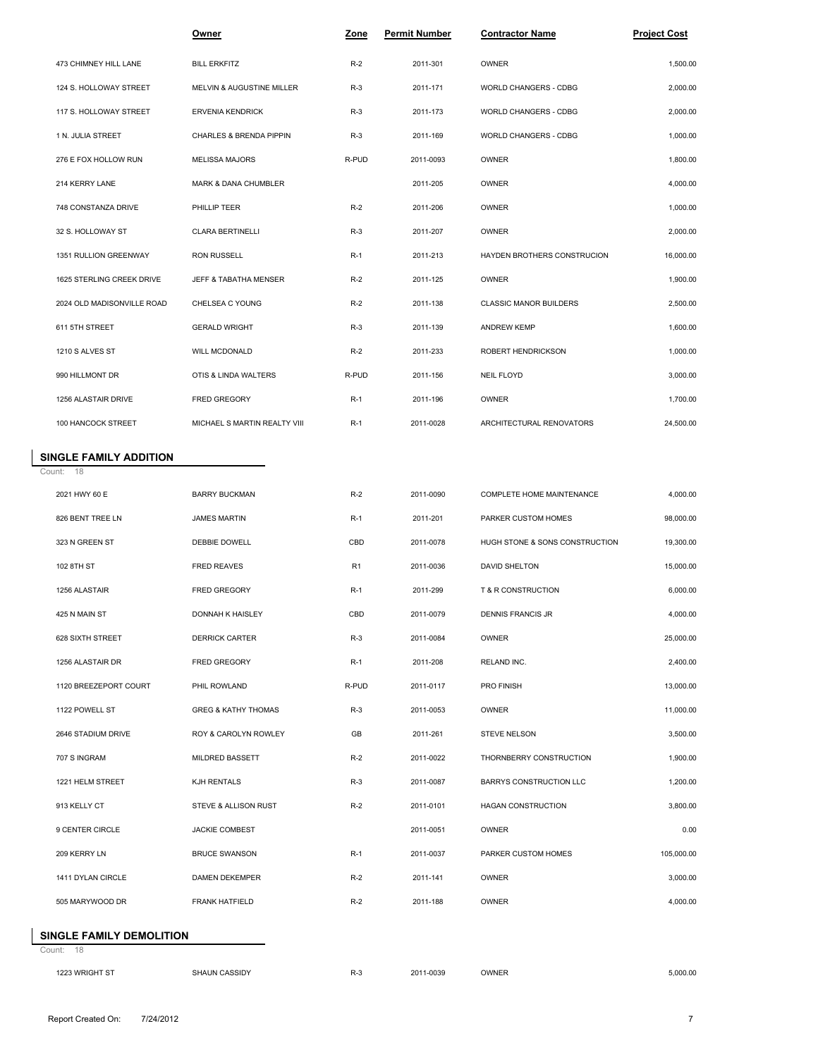| | Owner | Zone | Permit Number | Contractor Name | Project Cost |
|---|---|---|---|---|---|
| 473 CHIMNEY HILL LANE | BILL ERKFITZ | R-2 | 2011-301 | OWNER | 1,500.00 |
| 124 S. HOLLOWAY STREET | MELVIN & AUGUSTINE MILLER | R-3 | 2011-171 | WORLD CHANGERS - CDBG | 2,000.00 |
| 117 S. HOLLOWAY STREET | ERVENIA KENDRICK | R-3 | 2011-173 | WORLD CHANGERS - CDBG | 2,000.00 |
| 1 N. JULIA STREET | CHARLES & BRENDA PIPPIN | R-3 | 2011-169 | WORLD CHANGERS - CDBG | 1,000.00 |
| 276 E FOX HOLLOW RUN | MELISSA MAJORS | R-PUD | 2011-0093 | OWNER | 1,800.00 |
| 214 KERRY LANE | MARK & DANA CHUMBLER | | 2011-205 | OWNER | 4,000.00 |
| 748 CONSTANZA DRIVE | PHILLIP TEER | R-2 | 2011-206 | OWNER | 1,000.00 |
| 32 S. HOLLOWAY ST | CLARA BERTINELLI | R-3 | 2011-207 | OWNER | 2,000.00 |
| 1351 RULLION GREENWAY | RON RUSSELL | R-1 | 2011-213 | HAYDEN BROTHERS CONSTRUCION | 16,000.00 |
| 1625 STERLING CREEK DRIVE | JEFF & TABATHA MENSER | R-2 | 2011-125 | OWNER | 1,900.00 |
| 2024 OLD MADISONVILLE ROAD | CHELSEA C YOUNG | R-2 | 2011-138 | CLASSIC MANOR BUILDERS | 2,500.00 |
| 611 5TH STREET | GERALD WRIGHT | R-3 | 2011-139 | ANDREW KEMP | 1,600.00 |
| 1210 S ALVES ST | WILL MCDONALD | R-2 | 2011-233 | ROBERT HENDRICKSON | 1,000.00 |
| 990 HILLMONT DR | OTIS & LINDA WALTERS | R-PUD | 2011-156 | NEIL FLOYD | 3,000.00 |
| 1256 ALASTAIR DRIVE | FRED GREGORY | R-1 | 2011-196 | OWNER | 1,700.00 |
| 100 HANCOCK STREET | MICHAEL S MARTIN REALTY VIII | R-1 | 2011-0028 | ARCHITECTURAL RENOVATORS | 24,500.00 |

## SINGLE FAMILY ADDITION

Count: 18

| | Owner | Zone | Permit Number | Contractor Name | Project Cost |
|---|---|---|---|---|---|
| 2021 HWY 60 E | BARRY BUCKMAN | R-2 | 2011-0090 | COMPLETE HOME MAINTENANCE | 4,000.00 |
| 826 BENT TREE LN | JAMES MARTIN | R-1 | 2011-201 | PARKER CUSTOM HOMES | 98,000.00 |
| 323 N GREEN ST | DEBBIE DOWELL | CBD | 2011-0078 | HUGH STONE & SONS CONSTRUCTION | 19,300.00 |
| 102 8TH ST | FRED REAVES | R1 | 2011-0036 | DAVID SHELTON | 15,000.00 |
| 1256 ALASTAIR | FRED GREGORY | R-1 | 2011-299 | T & R CONSTRUCTION | 6,000.00 |
| 425 N MAIN ST | DONNAH K HAISLEY | CBD | 2011-0079 | DENNIS FRANCIS JR | 4,000.00 |
| 628 SIXTH STREET | DERRICK CARTER | R-3 | 2011-0084 | OWNER | 25,000.00 |
| 1256 ALASTAIR DR | FRED GREGORY | R-1 | 2011-208 | RELAND INC. | 2,400.00 |
| 1120 BREEZEPORT COURT | PHIL ROWLAND | R-PUD | 2011-0117 | PRO FINISH | 13,000.00 |
| 1122 POWELL ST | GREG & KATHY THOMAS | R-3 | 2011-0053 | OWNER | 11,000.00 |
| 2646 STADIUM DRIVE | ROY & CAROLYN ROWLEY | GB | 2011-261 | STEVE NELSON | 3,500.00 |
| 707 S INGRAM | MILDRED BASSETT | R-2 | 2011-0022 | THORNBERRY CONSTRUCTION | 1,900.00 |
| 1221 HELM STREET | KJH RENTALS | R-3 | 2011-0087 | BARRYS CONSTRUCTION LLC | 1,200.00 |
| 913 KELLY CT | STEVE & ALLISON RUST | R-2 | 2011-0101 | HAGAN CONSTRUCTION | 3,800.00 |
| 9 CENTER CIRCLE | JACKIE COMBEST | | 2011-0051 | OWNER | 0.00 |
| 209 KERRY LN | BRUCE SWANSON | R-1 | 2011-0037 | PARKER CUSTOM HOMES | 105,000.00 |
| 1411 DYLAN CIRCLE | DAMEN DEKEMPER | R-2 | 2011-141 | OWNER | 3,000.00 |
| 505 MARYWOOD DR | FRANK HATFIELD | R-2 | 2011-188 | OWNER | 4,000.00 |

## SINGLE FAMILY DEMOLITION

Count: 18

| | Owner | Zone | Permit Number | Contractor Name | Project Cost |
|---|---|---|---|---|---|
| 1223 WRIGHT ST | SHAUN CASSIDY | R-3 | 2011-0039 | OWNER | 5,000.00 |

Report Created On: 7/24/2012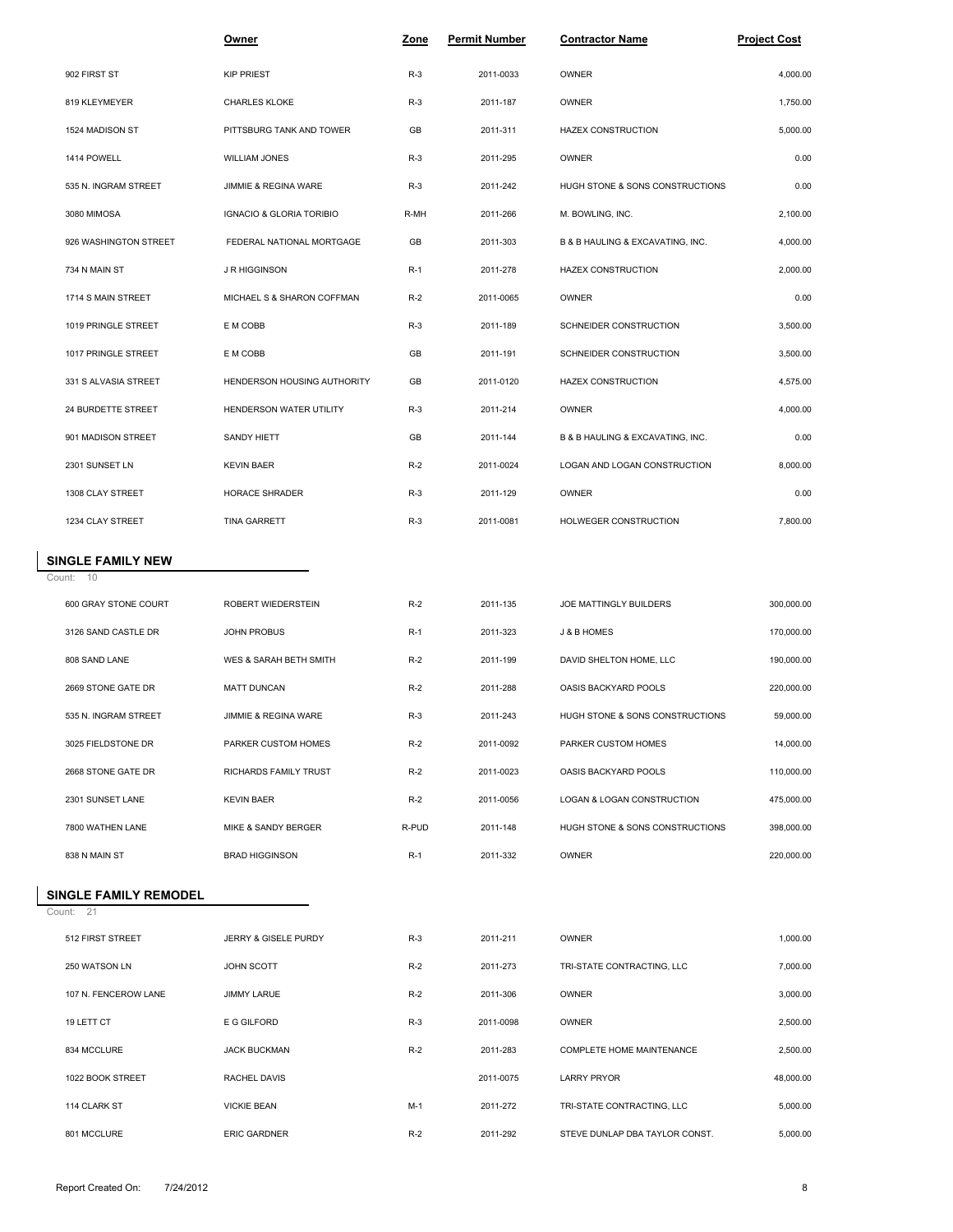| | Owner | Zone | Permit Number | Contractor Name | Project Cost |
|---|---|---|---|---|---|
| 902 FIRST ST | KIP PRIEST | R-3 | 2011-0033 | OWNER | 4,000.00 |
| 819 KLEYMEYER | CHARLES KLOKE | R-3 | 2011-187 | OWNER | 1,750.00 |
| 1524 MADISON ST | PITTSBURG TANK AND TOWER | GB | 2011-311 | HAZEX CONSTRUCTION | 5,000.00 |
| 1414 POWELL | WILLIAM JONES | R-3 | 2011-295 | OWNER | 0.00 |
| 535 N. INGRAM STREET | JIMMIE & REGINA WARE | R-3 | 2011-242 | HUGH STONE & SONS CONSTRUCTIONS | 0.00 |
| 3080 MIMOSA | IGNACIO & GLORIA TORIBIO | R-MH | 2011-266 | M. BOWLING, INC. | 2,100.00 |
| 926 WASHINGTON STREET | FEDERAL NATIONAL MORTGAGE | GB | 2011-303 | B & B HAULING & EXCAVATING, INC. | 4,000.00 |
| 734 N MAIN ST | J R HIGGINSON | R-1 | 2011-278 | HAZEX CONSTRUCTION | 2,000.00 |
| 1714 S MAIN STREET | MICHAEL S & SHARON COFFMAN | R-2 | 2011-0065 | OWNER | 0.00 |
| 1019 PRINGLE STREET | E M COBB | R-3 | 2011-189 | SCHNEIDER CONSTRUCTION | 3,500.00 |
| 1017 PRINGLE STREET | E M COBB | GB | 2011-191 | SCHNEIDER CONSTRUCTION | 3,500.00 |
| 331 S ALVASIA STREET | HENDERSON HOUSING AUTHORITY | GB | 2011-0120 | HAZEX CONSTRUCTION | 4,575.00 |
| 24 BURDETTE STREET | HENDERSON WATER UTILITY | R-3 | 2011-214 | OWNER | 4,000.00 |
| 901 MADISON STREET | SANDY HIETT | GB | 2011-144 | B & B HAULING & EXCAVATING, INC. | 0.00 |
| 2301 SUNSET LN | KEVIN BAER | R-2 | 2011-0024 | LOGAN AND LOGAN CONSTRUCTION | 8,000.00 |
| 1308 CLAY STREET | HORACE SHRADER | R-3 | 2011-129 | OWNER | 0.00 |
| 1234 CLAY STREET | TINA GARRETT | R-3 | 2011-0081 | HOLWEGER CONSTRUCTION | 7,800.00 |

## SINGLE FAMILY NEW

Count: 10

| | Owner | Zone | Permit Number | Contractor Name | Project Cost |
|---|---|---|---|---|---|
| 600 GRAY STONE COURT | ROBERT WIEDERSTEIN | R-2 | 2011-135 | JOE MATTINGLY BUILDERS | 300,000.00 |
| 3126 SAND CASTLE DR | JOHN PROBUS | R-1 | 2011-323 | J & B HOMES | 170,000.00 |
| 808 SAND LANE | WES & SARAH BETH SMITH | R-2 | 2011-199 | DAVID SHELTON HOME, LLC | 190,000.00 |
| 2669 STONE GATE DR | MATT DUNCAN | R-2 | 2011-288 | OASIS BACKYARD POOLS | 220,000.00 |
| 535 N. INGRAM STREET | JIMMIE & REGINA WARE | R-3 | 2011-243 | HUGH STONE & SONS CONSTRUCTIONS | 59,000.00 |
| 3025 FIELDSTONE DR | PARKER CUSTOM HOMES | R-2 | 2011-0092 | PARKER CUSTOM HOMES | 14,000.00 |
| 2668 STONE GATE DR | RICHARDS FAMILY TRUST | R-2 | 2011-0023 | OASIS BACKYARD POOLS | 110,000.00 |
| 2301 SUNSET LANE | KEVIN BAER | R-2 | 2011-0056 | LOGAN & LOGAN CONSTRUCTION | 475,000.00 |
| 7800 WATHEN LANE | MIKE & SANDY BERGER | R-PUD | 2011-148 | HUGH STONE & SONS CONSTRUCTIONS | 398,000.00 |
| 838 N MAIN ST | BRAD HIGGINSON | R-1 | 2011-332 | OWNER | 220,000.00 |

## SINGLE FAMILY REMODEL

Count: 21

| | Owner | Zone | Permit Number | Contractor Name | Project Cost |
|---|---|---|---|---|---|
| 512 FIRST STREET | JERRY & GISELE PURDY | R-3 | 2011-211 | OWNER | 1,000.00 |
| 250 WATSON LN | JOHN SCOTT | R-2 | 2011-273 | TRI-STATE CONTRACTING, LLC | 7,000.00 |
| 107 N. FENCEROW LANE | JIMMY LARUE | R-2 | 2011-306 | OWNER | 3,000.00 |
| 19 LETT CT | E G GILFORD | R-3 | 2011-0098 | OWNER | 2,500.00 |
| 834 MCCLURE | JACK BUCKMAN | R-2 | 2011-283 | COMPLETE HOME MAINTENANCE | 2,500.00 |
| 1022 BOOK STREET | RACHEL DAVIS | | 2011-0075 | LARRY PRYOR | 48,000.00 |
| 114 CLARK ST | VICKIE BEAN | M-1 | 2011-272 | TRI-STATE CONTRACTING, LLC | 5,000.00 |
| 801 MCCLURE | ERIC GARDNER | R-2 | 2011-292 | STEVE DUNLAP DBA TAYLOR CONST. | 5,000.00 |

Report Created On: 7/24/2012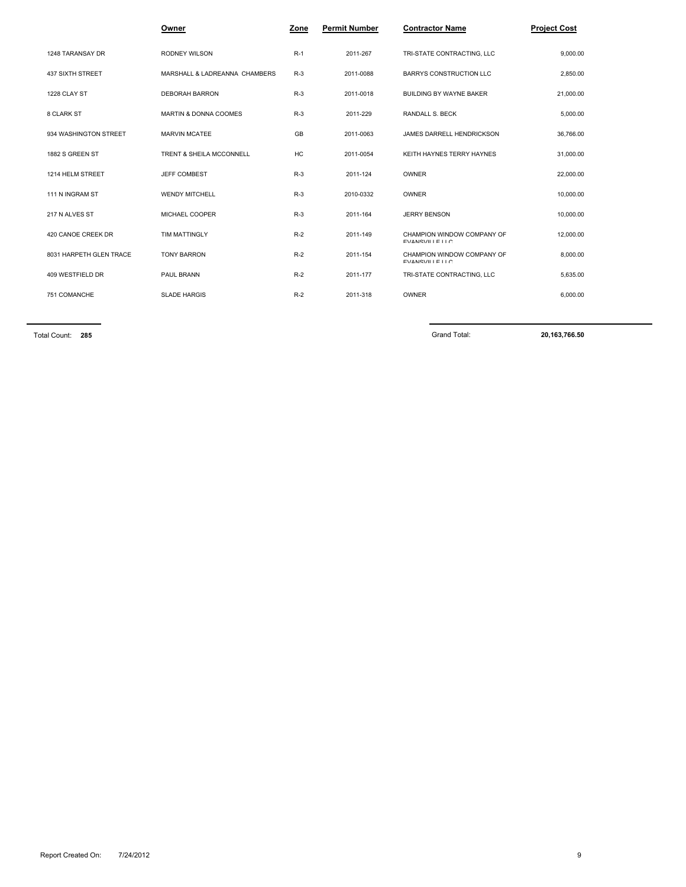| | Owner | Zone | Permit Number | Contractor Name | Project Cost |
|---|---|---|---|---|---|
| 1248 TARANSAY DR | RODNEY WILSON | R-1 | 2011-267 | TRI-STATE CONTRACTING, LLC | 9,000.00 |
| 437 SIXTH STREET | MARSHALL & LADREANNA CHAMBERS | R-3 | 2011-0088 | BARRYS CONSTRUCTION LLC | 2,850.00 |
| 1228 CLAY ST | DEBORAH BARRON | R-3 | 2011-0018 | BUILDING BY WAYNE BAKER | 21,000.00 |
| 8 CLARK ST | MARTIN & DONNA COOMES | R-3 | 2011-229 | RANDALL S. BECK | 5,000.00 |
| 934 WASHINGTON STREET | MARVIN MCATEE | GB | 2011-0063 | JAMES DARRELL HENDRICKSON | 36,766.00 |
| 1882 S GREEN ST | TRENT & SHEILA MCCONNELL | HC | 2011-0054 | KEITH HAYNES TERRY HAYNES | 31,000.00 |
| 1214 HELM STREET | JEFF COMBEST | R-3 | 2011-124 | OWNER | 22,000.00 |
| 111 N INGRAM ST | WENDY MITCHELL | R-3 | 2010-0332 | OWNER | 10,000.00 |
| 217 N ALVES ST | MICHAEL COOPER | R-3 | 2011-164 | JERRY BENSON | 10,000.00 |
| 420 CANOE CREEK DR | TIM MATTINGLY | R-2 | 2011-149 | CHAMPION WINDOW COMPANY OF EVANSVILLE LLC | 12,000.00 |
| 8031 HARPETH GLEN TRACE | TONY BARRON | R-2 | 2011-154 | CHAMPION WINDOW COMPANY OF EVANSVILLE LLC | 8,000.00 |
| 409 WESTFIELD DR | PAUL BRANN | R-2 | 2011-177 | TRI-STATE CONTRACTING, LLC | 5,635.00 |
| 751 COMANCHE | SLADE HARGIS | R-2 | 2011-318 | OWNER | 6,000.00 |

Total Count: **285**

Grand Total: **20,163,766.50**

Report Created On: 7/24/2012